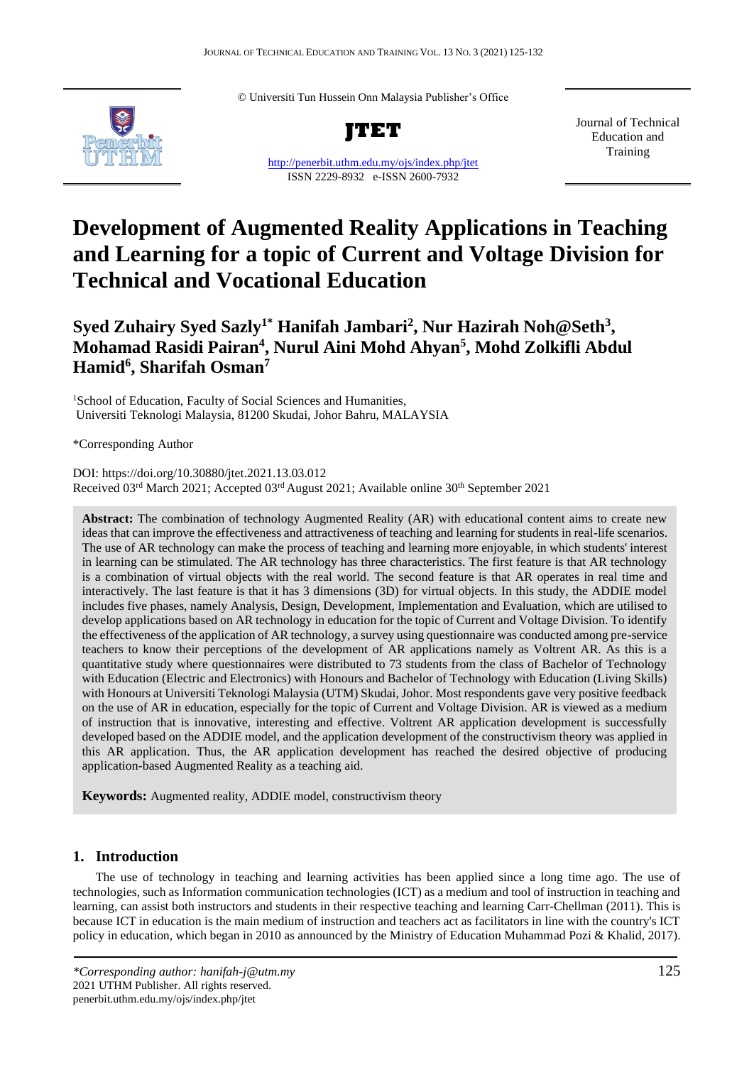© Universiti Tun Hussein Onn Malaysia Publisher's Office

**JTET**

Journal of Technical Education and Training

http://penerbit.uthm.edu.my/ojs/index.php/jtet

ISSN 2229-8932 e-ISSN 2600-7932

# Development of Augmented Reality Applications in Teaching and Learning for a topic of Current and Voltage Division for Technical and Vocational Education

**Syed Zuhairy Syed Sazly[1*] Hanifah Jambari[2], Nur Hazirah Noh@Seth[3], Mohamad Rasidi Pairan[4], Nurul Aini Mohd Ahyan[5], Mohd Zolkifli Abdul Hamid[6], Sharifah Osman[7]**

[1]School of Education, Faculty of Social Sciences and Humanities, Universiti Teknologi Malaysia, 81200 Skudai, Johor Bahru, MALAYSIA

*Corresponding Author

DOI: https://doi.org/10.30880/jtet.2021.13.03.012

Received 03rd March 2021; Accepted 03rd August 2021; Available online 30th September 2021

**Abstract:** The combination of technology Augmented Reality (AR) with educational content aims to create new ideas that can improve the effectiveness and attractiveness of teaching and learning for students in real-life scenarios. The use of AR technology can make the process of teaching and learning more enjoyable, in which students' interest in learning can be stimulated. The AR technology has three characteristics. The first feature is that AR technology is a combination of virtual objects with the real world. The second feature is that AR operates in real time and interactively. The last feature is that it has 3 dimensions (3D) for virtual objects. In this study, the ADDIE model includes five phases, namely Analysis, Design, Development, Implementation and Evaluation, which are utilised to develop applications based on AR technology in education for the topic of Current and Voltage Division. To identify the effectiveness of the application of AR technology, a survey using questionnaire was conducted among pre-service teachers to know their perceptions of the development of AR applications namely as Voltrent AR. As this is a quantitative study where questionnaires were distributed to 73 students from the class of Bachelor of Technology with Education (Electric and Electronics) with Honours and Bachelor of Technology with Education (Living Skills) with Honours at Universiti Teknologi Malaysia (UTM) Skudai, Johor. Most respondents gave very positive feedback on the use of AR in education, especially for the topic of Current and Voltage Division. AR is viewed as a medium of instruction that is innovative, interesting and effective. Voltrent AR application development is successfully developed based on the ADDIE model, and the application development of the constructivism theory was applied in this AR application. Thus, the AR application development has reached the desired objective of producing application-based Augmented Reality as a teaching aid.

**Keywords:** Augmented reality, ADDIE model, constructivism theory

## 1. Introduction

The use of technology in teaching and learning activities has been applied since a long time ago. The use of technologies, such as Information communication technologies (ICT) as a medium and tool of instruction in teaching and learning, can assist both instructors and students in their respective teaching and learning Carr-Chellman (2011). This is because ICT in education is the main medium of instruction and teachers act as facilitators in line with the country's ICT policy in education, which began in 2010 as announced by the Ministry of Education Muhammad Pozi & Khalid, 2017).

*\*Corresponding author: hanifah-j@utm.my*
2021 UTHM Publisher. All rights reserved.
penerbit.uthm.edu.my/ojs/index.php/jtet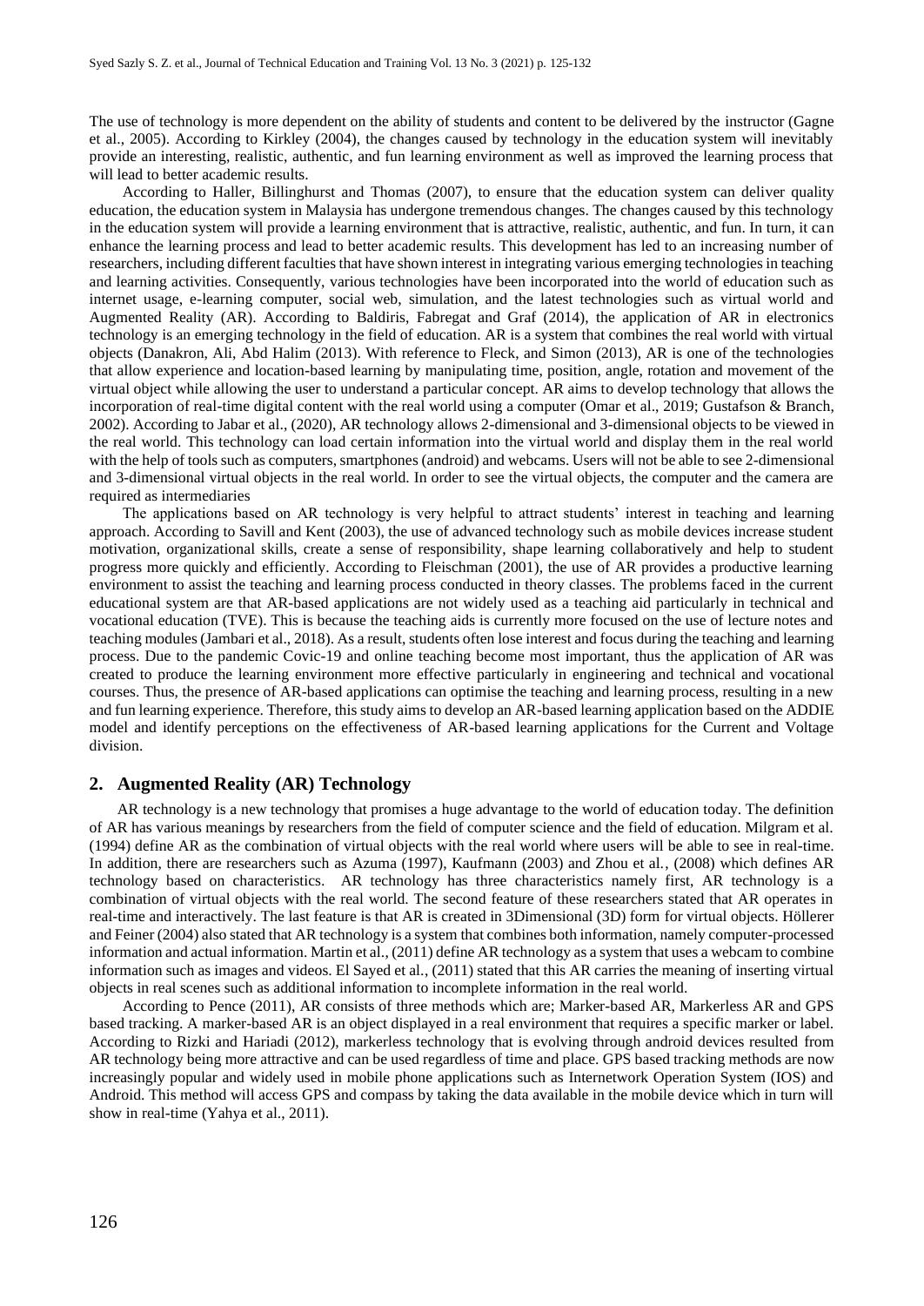The use of technology is more dependent on the ability of students and content to be delivered by the instructor (Gagne et al., 2005). According to Kirkley (2004), the changes caused by technology in the education system will inevitably provide an interesting, realistic, authentic, and fun learning environment as well as improved the learning process that will lead to better academic results.

According to Haller, Billinghurst and Thomas (2007), to ensure that the education system can deliver quality education, the education system in Malaysia has undergone tremendous changes. The changes caused by this technology in the education system will provide a learning environment that is attractive, realistic, authentic, and fun. In turn, it can enhance the learning process and lead to better academic results. This development has led to an increasing number of researchers, including different faculties that have shown interest in integrating various emerging technologies in teaching and learning activities. Consequently, various technologies have been incorporated into the world of education such as internet usage, e-learning computer, social web, simulation, and the latest technologies such as virtual world and Augmented Reality (AR). According to Baldiris, Fabregat and Graf (2014), the application of AR in electronics technology is an emerging technology in the field of education. AR is a system that combines the real world with virtual objects (Danakron, Ali, Abd Halim (2013). With reference to Fleck, and Simon (2013), AR is one of the technologies that allow experience and location-based learning by manipulating time, position, angle, rotation and movement of the virtual object while allowing the user to understand a particular concept. AR aims to develop technology that allows the incorporation of real-time digital content with the real world using a computer (Omar et al., 2019; Gustafson & Branch, 2002). According to Jabar et al., (2020), AR technology allows 2-dimensional and 3-dimensional objects to be viewed in the real world. This technology can load certain information into the virtual world and display them in the real world with the help of tools such as computers, smartphones (android) and webcams. Users will not be able to see 2-dimensional and 3-dimensional virtual objects in the real world. In order to see the virtual objects, the computer and the camera are required as intermediaries

The applications based on AR technology is very helpful to attract students' interest in teaching and learning approach. According to Savill and Kent (2003), the use of advanced technology such as mobile devices increase student motivation, organizational skills, create a sense of responsibility, shape learning collaboratively and help to student progress more quickly and efficiently. According to Fleischman (2001), the use of AR provides a productive learning environment to assist the teaching and learning process conducted in theory classes. The problems faced in the current educational system are that AR-based applications are not widely used as a teaching aid particularly in technical and vocational education (TVE). This is because the teaching aids is currently more focused on the use of lecture notes and teaching modules (Jambari et al., 2018). As a result, students often lose interest and focus during the teaching and learning process. Due to the pandemic Covic-19 and online teaching become most important, thus the application of AR was created to produce the learning environment more effective particularly in engineering and technical and vocational courses. Thus, the presence of AR-based applications can optimise the teaching and learning process, resulting in a new and fun learning experience. Therefore, this study aims to develop an AR-based learning application based on the ADDIE model and identify perceptions on the effectiveness of AR-based learning applications for the Current and Voltage division.

## 2. Augmented Reality (AR) Technology

AR technology is a new technology that promises a huge advantage to the world of education today. The definition of AR has various meanings by researchers from the field of computer science and the field of education. Milgram et al. (1994) define AR as the combination of virtual objects with the real world where users will be able to see in real-time. In addition, there are researchers such as Azuma (1997), Kaufmann (2003) and Zhou et al., (2008) which defines AR technology based on characteristics. AR technology has three characteristics namely first, AR technology is a combination of virtual objects with the real world. The second feature of these researchers stated that AR operates in real-time and interactively. The last feature is that AR is created in 3Dimensional (3D) form for virtual objects. Höllerer and Feiner (2004) also stated that AR technology is a system that combines both information, namely computer-processed information and actual information. Martin et al., (2011) define AR technology as a system that uses a webcam to combine information such as images and videos. El Sayed et al., (2011) stated that this AR carries the meaning of inserting virtual objects in real scenes such as additional information to incomplete information in the real world.

According to Pence (2011), AR consists of three methods which are; Marker-based AR, Markerless AR and GPS based tracking. A marker-based AR is an object displayed in a real environment that requires a specific marker or label. According to Rizki and Hariadi (2012), markerless technology that is evolving through android devices resulted from AR technology being more attractive and can be used regardless of time and place. GPS based tracking methods are now increasingly popular and widely used in mobile phone applications such as Internetwork Operation System (IOS) and Android. This method will access GPS and compass by taking the data available in the mobile device which in turn will show in real-time (Yahya et al., 2011).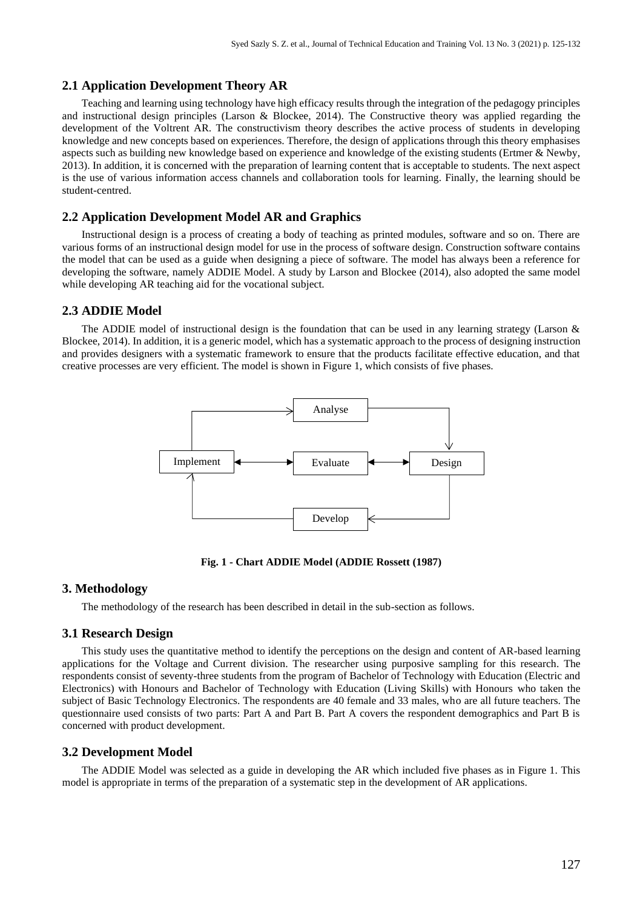## 2.1 Application Development Theory AR

Teaching and learning using technology have high efficacy results through the integration of the pedagogy principles and instructional design principles (Larson & Blockee, 2014). The Constructive theory was applied regarding the development of the Voltrent AR. The constructivism theory describes the active process of students in developing knowledge and new concepts based on experiences. Therefore, the design of applications through this theory emphasises aspects such as building new knowledge based on experience and knowledge of the existing students (Ertmer & Newby, 2013). In addition, it is concerned with the preparation of learning content that is acceptable to students. The next aspect is the use of various information access channels and collaboration tools for learning. Finally, the learning should be student-centred.

## 2.2 Application Development Model AR and Graphics

Instructional design is a process of creating a body of teaching as printed modules, software and so on. There are various forms of an instructional design model for use in the process of software design. Construction software contains the model that can be used as a guide when designing a piece of software. The model has always been a reference for developing the software, namely ADDIE Model. A study by Larson and Blockee (2014), also adopted the same model while developing AR teaching aid for the vocational subject.

## 2.3 ADDIE Model

The ADDIE model of instructional design is the foundation that can be used in any learning strategy (Larson & Blockee, 2014). In addition, it is a generic model, which has a systematic approach to the process of designing instruction and provides designers with a systematic framework to ensure that the products facilitate effective education, and that creative processes are very efficient. The model is shown in Figure 1, which consists of five phases.

**Fig. 1 - Chart ADDIE Model (ADDIE Rossett (1987)**

# 3. Methodology

The methodology of the research has been described in detail in the sub-section as follows.

## 3.1 Research Design

This study uses the quantitative method to identify the perceptions on the design and content of AR-based learning applications for the Voltage and Current division. The researcher using purposive sampling for this research. The respondents consist of seventy-three students from the program of Bachelor of Technology with Education (Electric and Electronics) with Honours and Bachelor of Technology with Education (Living Skills) with Honours who taken the subject of Basic Technology Electronics. The respondents are 40 female and 33 males, who are all future teachers. The questionnaire used consists of two parts: Part A and Part B. Part A covers the respondent demographics and Part B is concerned with product development.

## 3.2 Development Model

The ADDIE Model was selected as a guide in developing the AR which included five phases as in Figure 1. This model is appropriate in terms of the preparation of a systematic step in the development of AR applications.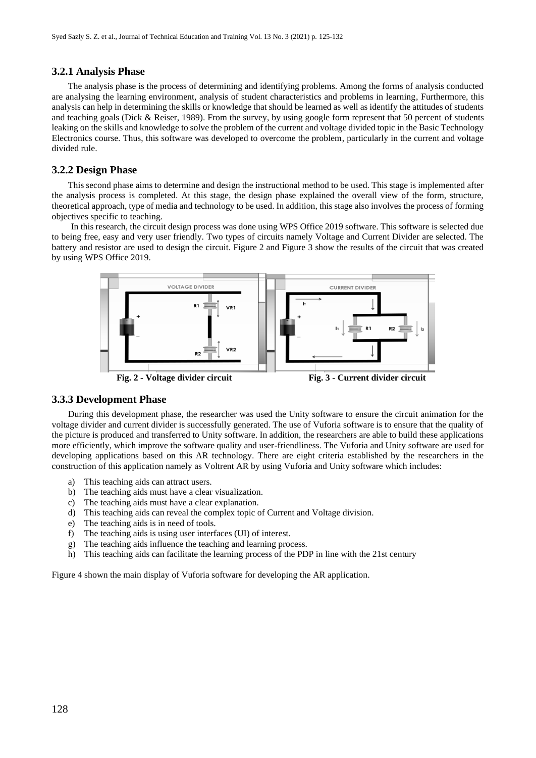### 3.2.1 Analysis Phase

The analysis phase is the process of determining and identifying problems. Among the forms of analysis conducted are analysing the learning environment, analysis of student characteristics and problems in learning, Furthermore, this analysis can help in determining the skills or knowledge that should be learned as well as identify the attitudes of students and teaching goals (Dick & Reiser, 1989). From the survey, by using google form represent that 50 percent of students leaking on the skills and knowledge to solve the problem of the current and voltage divided topic in the Basic Technology Electronics course. Thus, this software was developed to overcome the problem, particularly in the current and voltage divided rule.

### 3.2.2 Design Phase

This second phase aims to determine and design the instructional method to be used. This stage is implemented after the analysis process is completed. At this stage, the design phase explained the overall view of the form, structure, theoretical approach, type of media and technology to be used. In addition, this stage also involves the process of forming objectives specific to teaching.

In this research, the circuit design process was done using WPS Office 2019 software. This software is selected due to being free, easy and very user friendly. Two types of circuits namely Voltage and Current Divider are selected. The battery and resistor are used to design the circuit. Figure 2 and Figure 3 show the results of the circuit that was created by using WPS Office 2019.

**Fig. 2 - Voltage divider circuit**

**Fig. 3 - Current divider circuit**

### 3.3.3 Development Phase

During this development phase, the researcher was used the Unity software to ensure the circuit animation for the voltage divider and current divider is successfully generated. The use of Vuforia software is to ensure that the quality of the picture is produced and transferred to Unity software. In addition, the researchers are able to build these applications more efficiently, which improve the software quality and user-friendliness. The Vuforia and Unity software are used for developing applications based on this AR technology. There are eight criteria established by the researchers in the construction of this application namely as Voltrent AR by using Vuforia and Unity software which includes:

a) This teaching aids can attract users.
b) The teaching aids must have a clear visualization.
c) The teaching aids must have a clear explanation.
d) This teaching aids can reveal the complex topic of Current and Voltage division.
e) The teaching aids is in need of tools.
f) The teaching aids is using user interfaces (UI) of interest.
g) The teaching aids influence the teaching and learning process.
h) This teaching aids can facilitate the learning process of the PDP in line with the 21st century

Figure 4 shown the main display of Vuforia software for developing the AR application.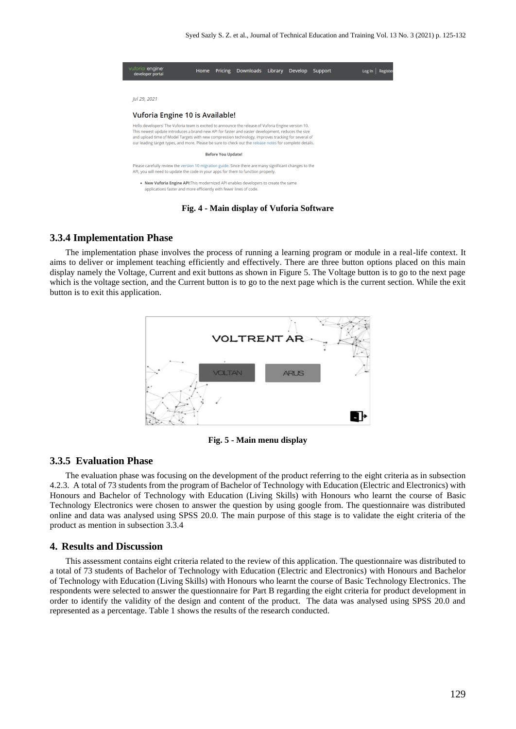Fig. 4 - Main display of Vuforia Software

### 3.3.4 Implementation Phase

The implementation phase involves the process of running a learning program or module in a real-life context. It aims to deliver or implement teaching efficiently and effectively. There are three button options placed on this main display namely the Voltage, Current and exit buttons as shown in Figure 5. The Voltage button is to go to the next page which is the voltage section, and the Current button is to go to the next page which is the current section. While the exit button is to exit this application.

Fig. 5 - Main menu display

### 3.3.5 Evaluation Phase

The evaluation phase was focusing on the development of the product referring to the eight criteria as in subsection 4.2.3. A total of 73 students from the program of Bachelor of Technology with Education (Electric and Electronics) with Honours and Bachelor of Technology with Education (Living Skills) with Honours who learnt the course of Basic Technology Electronics were chosen to answer the question by using google from. The questionnaire was distributed online and data was analysed using SPSS 20.0. The main purpose of this stage is to validate the eight criteria of the product as mention in subsection 3.3.4

## 4. Results and Discussion

This assessment contains eight criteria related to the review of this application. The questionnaire was distributed to a total of 73 students of Bachelor of Technology with Education (Electric and Electronics) with Honours and Bachelor of Technology with Education (Living Skills) with Honours who learnt the course of Basic Technology Electronics. The respondents were selected to answer the questionnaire for Part B regarding the eight criteria for product development in order to identify the validity of the design and content of the product. The data was analysed using SPSS 20.0 and represented as a percentage. Table 1 shows the results of the research conducted.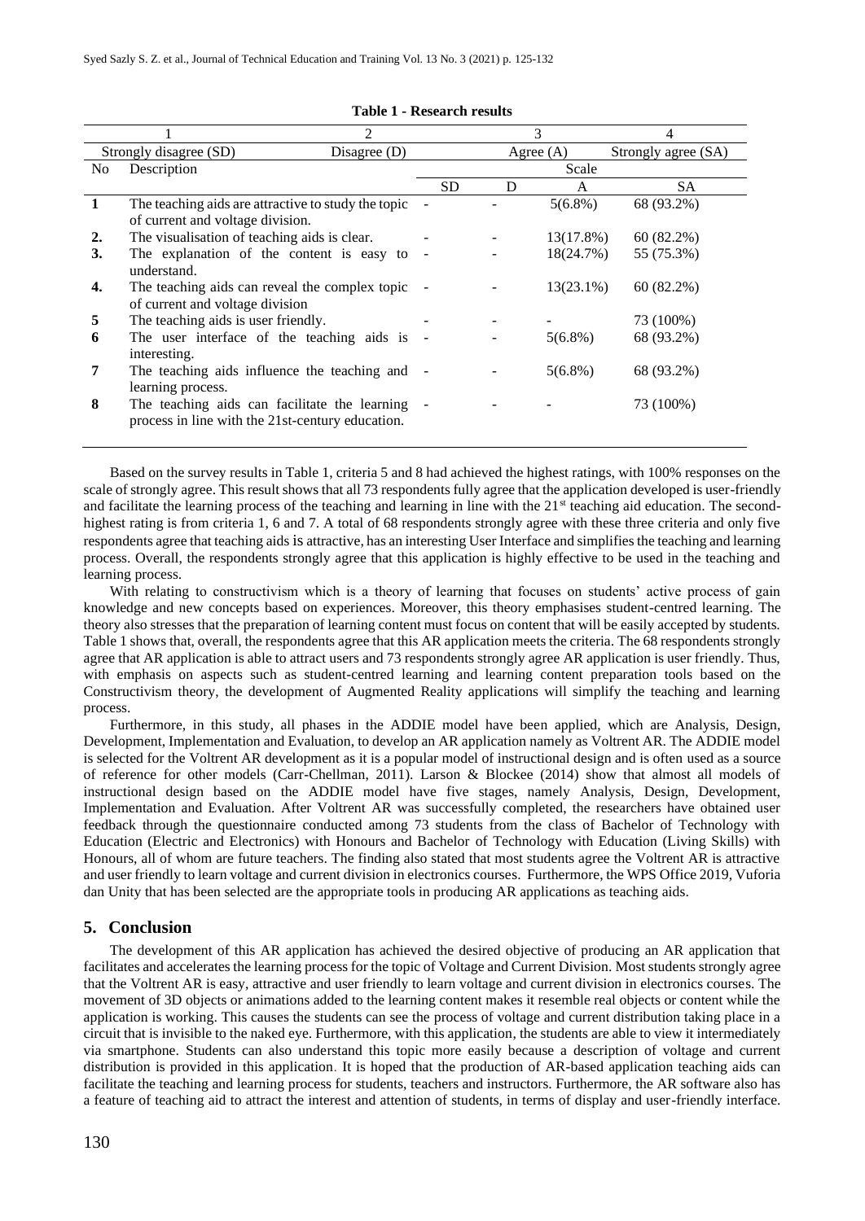**Table 1 - Research results**

| 1 | 2 | 3 | | 4 | |
|---|---|---|---|---|---|
| Strongly disagree (SD) | Disagree (D) | Agree (A) | | Strongly agree (SA) | |
| No | Description | Scale | | | |
| | | SD | D | A | SA |
| **1** | The teaching aids are attractive to study the topic of current and voltage division. | - | - | 5(6.8%) | 68 (93.2%) |
| **2.** | The visualisation of teaching aids is clear. | - | - | 13(17.8%) | 60 (82.2%) |
| **3.** | The explanation of the content is easy to understand. | - | - | 18(24.7%) | 55 (75.3%) |
| **4.** | The teaching aids can reveal the complex topic of current and voltage division | - | - | 13(23.1%) | 60 (82.2%) |
| **5** | The teaching aids is user friendly. | - | - | - | 73 (100%) |
| **6** | The user interface of the teaching aids is interesting. | - | - | 5(6.8%) | 68 (93.2%) |
| **7** | The teaching aids influence the teaching and learning process. | - | - | 5(6.8%) | 68 (93.2%) |
| **8** | The teaching aids can facilitate the learning process in line with the 21st-century education. | - | - | - | 73 (100%) |

Based on the survey results in Table 1, criteria 5 and 8 had achieved the highest ratings, with 100% responses on the scale of strongly agree. This result shows that all 73 respondents fully agree that the application developed is user-friendly and facilitate the learning process of the teaching and learning in line with the 21st teaching aid education. The second-highest rating is from criteria 1, 6 and 7. A total of 68 respondents strongly agree with these three criteria and only five respondents agree that teaching aids is attractive, has an interesting User Interface and simplifies the teaching and learning process. Overall, the respondents strongly agree that this application is highly effective to be used in the teaching and learning process.

With relating to constructivism which is a theory of learning that focuses on students' active process of gain knowledge and new concepts based on experiences. Moreover, this theory emphasises student-centred learning. The theory also stresses that the preparation of learning content must focus on content that will be easily accepted by students. Table 1 shows that, overall, the respondents agree that this AR application meets the criteria. The 68 respondents strongly agree that AR application is able to attract users and 73 respondents strongly agree AR application is user friendly. Thus, with emphasis on aspects such as student-centred learning and learning content preparation tools based on the Constructivism theory, the development of Augmented Reality applications will simplify the teaching and learning process.

Furthermore, in this study, all phases in the ADDIE model have been applied, which are Analysis, Design, Development, Implementation and Evaluation, to develop an AR application namely as Voltrent AR. The ADDIE model is selected for the Voltrent AR development as it is a popular model of instructional design and is often used as a source of reference for other models (Carr-Chellman, 2011). Larson & Blockee (2014) show that almost all models of instructional design based on the ADDIE model have five stages, namely Analysis, Design, Development, Implementation and Evaluation. After Voltrent AR was successfully completed, the researchers have obtained user feedback through the questionnaire conducted among 73 students from the class of Bachelor of Technology with Education (Electric and Electronics) with Honours and Bachelor of Technology with Education (Living Skills) with Honours, all of whom are future teachers. The finding also stated that most students agree the Voltrent AR is attractive and user friendly to learn voltage and current division in electronics courses. Furthermore, the WPS Office 2019, Vuforia dan Unity that has been selected are the appropriate tools in producing AR applications as teaching aids.

## 5. Conclusion

The development of this AR application has achieved the desired objective of producing an AR application that facilitates and accelerates the learning process for the topic of Voltage and Current Division. Most students strongly agree that the Voltrent AR is easy, attractive and user friendly to learn voltage and current division in electronics courses. The movement of 3D objects or animations added to the learning content makes it resemble real objects or content while the application is working. This causes the students can see the process of voltage and current distribution taking place in a circuit that is invisible to the naked eye. Furthermore, with this application, the students are able to view it intermediately via smartphone. Students can also understand this topic more easily because a description of voltage and current distribution is provided in this application. It is hoped that the production of AR-based application teaching aids can facilitate the teaching and learning process for students, teachers and instructors. Furthermore, the AR software also has a feature of teaching aid to attract the interest and attention of students, in terms of display and user-friendly interface.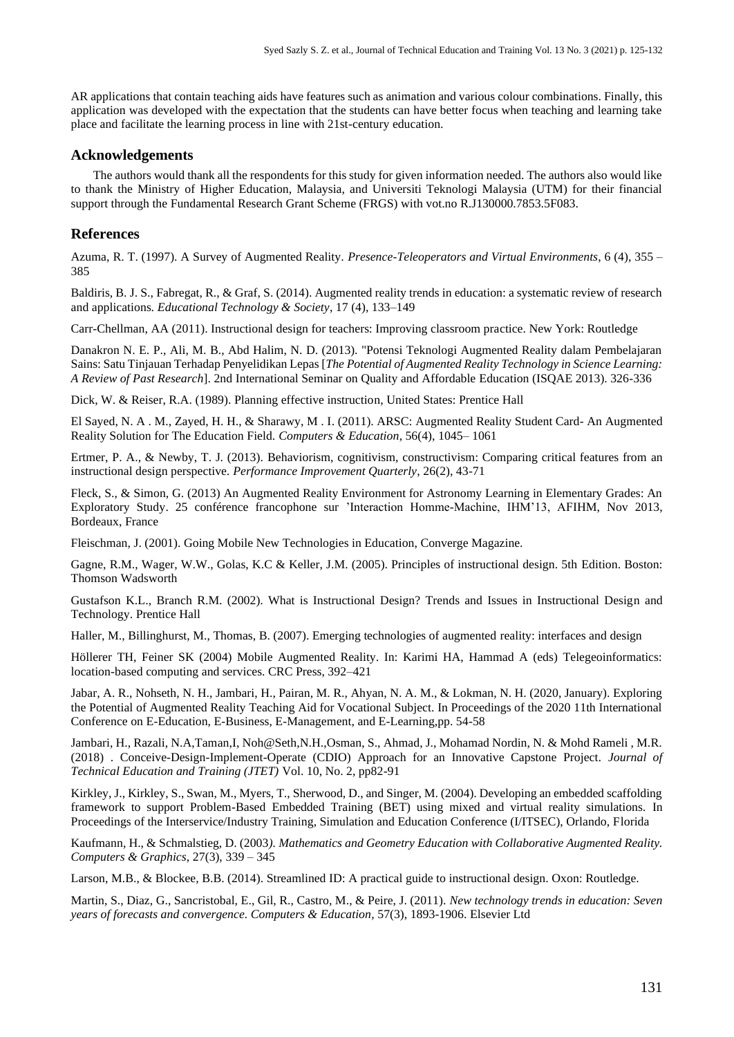AR applications that contain teaching aids have features such as animation and various colour combinations. Finally, this application was developed with the expectation that the students can have better focus when teaching and learning take place and facilitate the learning process in line with 21st-century education.

## Acknowledgements

The authors would thank all the respondents for this study for given information needed. The authors also would like to thank the Ministry of Higher Education, Malaysia, and Universiti Teknologi Malaysia (UTM) for their financial support through the Fundamental Research Grant Scheme (FRGS) with vot.no R.J130000.7853.5F083.

## References

Azuma, R. T. (1997). A Survey of Augmented Reality. *Presence-Teleoperators and Virtual Environments*, 6 (4), 355 – 385

Baldiris, B. J. S., Fabregat, R., & Graf, S. (2014). Augmented reality trends in education: a systematic review of research and applications. *Educational Technology & Society*, 17 (4), 133–149

Carr-Chellman, AA (2011). Instructional design for teachers: Improving classroom practice. New York: Routledge

Danakron N. E. P., Ali, M. B., Abd Halim, N. D. (2013). "Potensi Teknologi Augmented Reality dalam Pembelajaran Sains: Satu Tinjauan Terhadap Penyelidikan Lepas [*The Potential of Augmented Reality Technology in Science Learning: A Review of Past Research*]. 2nd International Seminar on Quality and Affordable Education (ISQAE 2013). 326-336

Dick, W. & Reiser, R.A. (1989). Planning effective instruction, United States: Prentice Hall

El Sayed, N. A . M., Zayed, H. H., & Sharawy, M . I. (2011). ARSC: Augmented Reality Student Card- An Augmented Reality Solution for The Education Field. *Computers & Education*, 56(4), 1045– 1061

Ertmer, P. A., & Newby, T. J. (2013). Behaviorism, cognitivism, constructivism: Comparing critical features from an instructional design perspective. *Performance Improvement Quarterly*, 26(2), 43-71

Fleck, S., & Simon, G. (2013) An Augmented Reality Environment for Astronomy Learning in Elementary Grades: An Exploratory Study. 25 conférence francophone sur 'Interaction Homme-Machine, IHM'13, AFIHM, Nov 2013, Bordeaux, France

Fleischman, J. (2001). Going Mobile New Technologies in Education, Converge Magazine.

Gagne, R.M., Wager, W.W., Golas, K.C & Keller, J.M. (2005). Principles of instructional design. 5th Edition. Boston: Thomson Wadsworth

Gustafson K.L., Branch R.M. (2002). What is Instructional Design? Trends and Issues in Instructional Design and Technology. Prentice Hall

Haller, M., Billinghurst, M., Thomas, B. (2007). Emerging technologies of augmented reality: interfaces and design

Höllerer TH, Feiner SK (2004) Mobile Augmented Reality. In: Karimi HA, Hammad A (eds) Telegeoinformatics: location-based computing and services. CRC Press, 392–421

Jabar, A. R., Nohseth, N. H., Jambari, H., Pairan, M. R., Ahyan, N. A. M., & Lokman, N. H. (2020, January). Exploring the Potential of Augmented Reality Teaching Aid for Vocational Subject. In Proceedings of the 2020 11th International Conference on E-Education, E-Business, E-Management, and E-Learning,pp. 54-58

Jambari, H., Razali, N.A,Taman,I, Noh@Seth,N.H.,Osman, S., Ahmad, J., Mohamad Nordin, N. & Mohd Rameli , M.R. (2018) . Conceive-Design-Implement-Operate (CDIO) Approach for an Innovative Capstone Project. *Journal of Technical Education and Training (JTET)* Vol. 10, No. 2, pp82-91

Kirkley, J., Kirkley, S., Swan, M., Myers, T., Sherwood, D., and Singer, M. (2004). Developing an embedded scaffolding framework to support Problem-Based Embedded Training (BET) using mixed and virtual reality simulations. In Proceedings of the Interservice/Industry Training, Simulation and Education Conference (I/ITSEC), Orlando, Florida

Kaufmann, H., & Schmalstieg, D. (2003*). Mathematics and Geometry Education with Collaborative Augmented Reality. Computers & Graphics*, 27(3), 339 – 345

Larson, M.B., & Blockee, B.B. (2014). Streamlined ID: A practical guide to instructional design. Oxon: Routledge.

Martin, S., Diaz, G., Sancristobal, E., Gil, R., Castro, M., & Peire, J. (2011). *New technology trends in education: Seven years of forecasts and convergence. Computers & Education*, 57(3), 1893-1906. Elsevier Ltd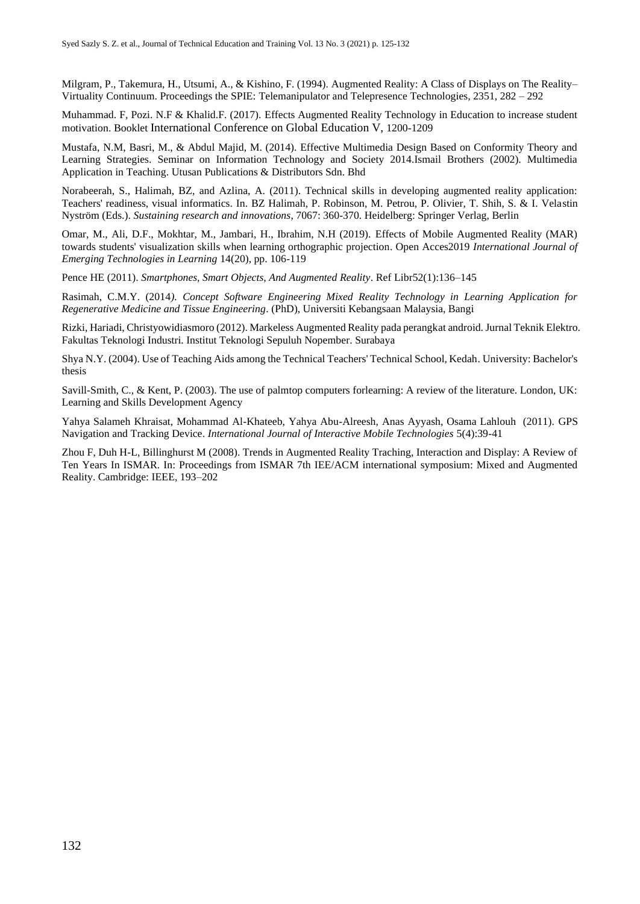Milgram, P., Takemura, H., Utsumi, A., & Kishino, F. (1994). Augmented Reality: A Class of Displays on The Reality–Virtuality Continuum. Proceedings the SPIE: Telemanipulator and Telepresence Technologies, 2351, 282 – 292

Muhammad. F, Pozi. N.F & Khalid.F. (2017). Effects Augmented Reality Technology in Education to increase student motivation. Booklet International Conference on Global Education V, 1200-1209

Mustafa, N.M, Basri, M., & Abdul Majid, M. (2014). Effective Multimedia Design Based on Conformity Theory and Learning Strategies. Seminar on Information Technology and Society 2014.Ismail Brothers (2002). Multimedia Application in Teaching. Utusan Publications & Distributors Sdn. Bhd

Norabeerah, S., Halimah, BZ, and Azlina, A. (2011). Technical skills in developing augmented reality application: Teachers' readiness, visual informatics. In. BZ Halimah, P. Robinson, M. Petrou, P. Olivier, T. Shih, S. & I. Velastin Nyström (Eds.). *Sustaining research and innovations*, 7067: 360-370. Heidelberg: Springer Verlag, Berlin

Omar, M., Ali, D.F., Mokhtar, M., Jambari, H., Ibrahim, N.H (2019). Effects of Mobile Augmented Reality (MAR) towards students' visualization skills when learning orthographic projection. Open Acces2019 *International Journal of Emerging Technologies in Learning* 14(20), pp. 106-119

Pence HE (2011). *Smartphones, Smart Objects, And Augmented Reality*. Ref Libr52(1):136–145

Rasimah, C.M.Y. (2014*). Concept Software Engineering Mixed Reality Technology in Learning Application for Regenerative Medicine and Tissue Engineering*. (PhD), Universiti Kebangsaan Malaysia, Bangi

Rizki, Hariadi, Christyowidiasmoro (2012). Markeless Augmented Reality pada perangkat android. Jurnal Teknik Elektro. Fakultas Teknologi Industri. Institut Teknologi Sepuluh Nopember. Surabaya

Shya N.Y. (2004). Use of Teaching Aids among the Technical Teachers' Technical School, Kedah. University: Bachelor's thesis

Savill-Smith, C., & Kent, P. (2003). The use of palmtop computers forlearning: A review of the literature. London, UK: Learning and Skills Development Agency

Yahya Salameh Khraisat, Mohammad Al-Khateeb, Yahya Abu-Alreesh, Anas Ayyash, Osama Lahlouh (2011). GPS Navigation and Tracking Device. *International Journal of Interactive Mobile Technologies* 5(4):39-41

Zhou F, Duh H-L, Billinghurst M (2008). Trends in Augmented Reality Traching, Interaction and Display: A Review of Ten Years In ISMAR. In: Proceedings from ISMAR 7th IEE/ACM international symposium: Mixed and Augmented Reality. Cambridge: IEEE, 193–202